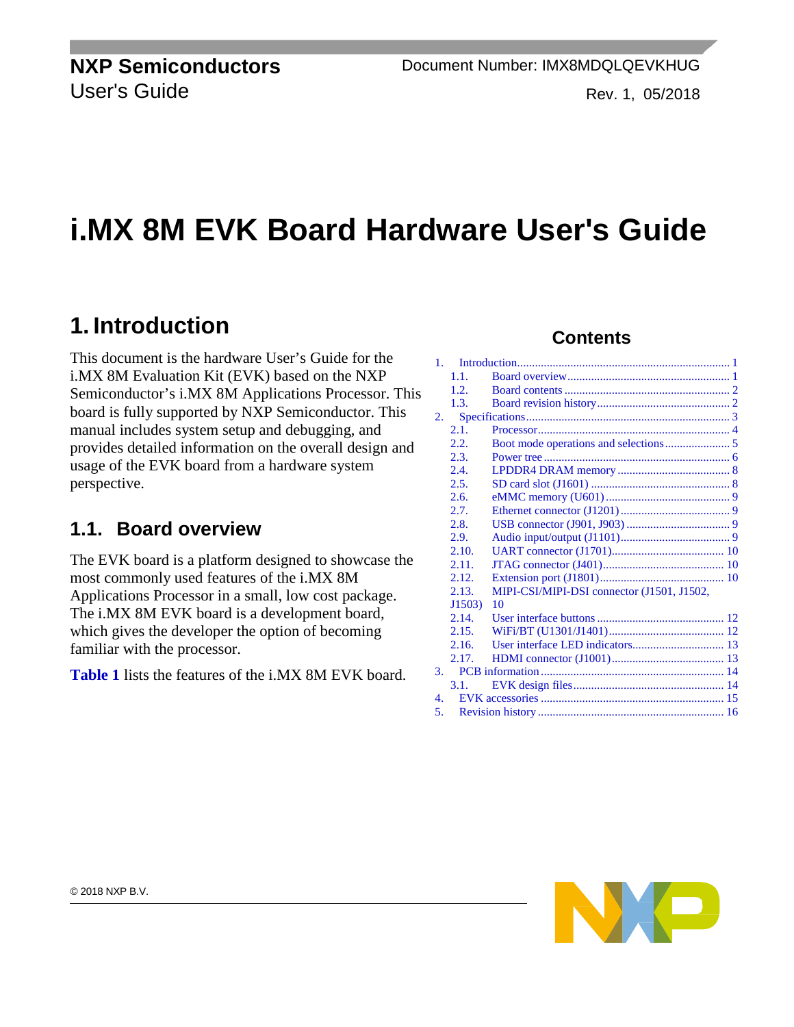**NXP Semiconductors**
User's Guide

Document Number: IMX8MDQLQEVKHUG
Rev. 1, 05/2018

# i.MX 8M EVK Board Hardware User's Guide

## Contents

1. Introduction ........ 1
   - 1.1. Board overview ........ 1
   - 1.2. Board contents ........ 2
   - 1.3. Board revision history ........ 2
2. Specifications ........ 3
   - 2.1. Processor ........ 4
   - 2.2. Boot mode operations and selections ........ 5
   - 2.3. Power tree ........ 6
   - 2.4. LPDDR4 DRAM memory ........ 8
   - 2.5. SD card slot (J1601) ........ 8
   - 2.6. eMMC memory (U601) ........ 9
   - 2.7. Ethernet connector (J1201) ........ 9
   - 2.8. USB connector (J901, J903) ........ 9
   - 2.9. Audio input/output (J1101) ........ 9
   - 2.10. UART connector (J1701) ........ 10
   - 2.11. JTAG connector (J401) ........ 10
   - 2.12. Extension port (J1801) ........ 10
   - 2.13. MIPI-CSI/MIPI-DSI connector (J1501, J1502, J1503) 10
   - 2.14. User interface buttons ........ 12
   - 2.15. WiFi/BT (U1301/J1401) ........ 12
   - 2.16. User interface LED indicators ........ 13
   - 2.17. HDMI connector (J1001) ........ 13
3. PCB information ........ 14
   - 3.1. EVK design files ........ 14
4. EVK accessories ........ 15
5. Revision history ........ 16

## 1. Introduction

This document is the hardware User's Guide for the i.MX 8M Evaluation Kit (EVK) based on the NXP Semiconductor's i.MX 8M Applications Processor. This board is fully supported by NXP Semiconductor. This manual includes system setup and debugging, and provides detailed information on the overall design and usage of the EVK board from a hardware system perspective.

### 1.1. Board overview

The EVK board is a platform designed to showcase the most commonly used features of the i.MX 8M Applications Processor in a small, low cost package. The i.MX 8M EVK board is a development board, which gives the developer the option of becoming familiar with the processor.

**Table 1** lists the features of the i.MX 8M EVK board.

© 2018 NXP B.V.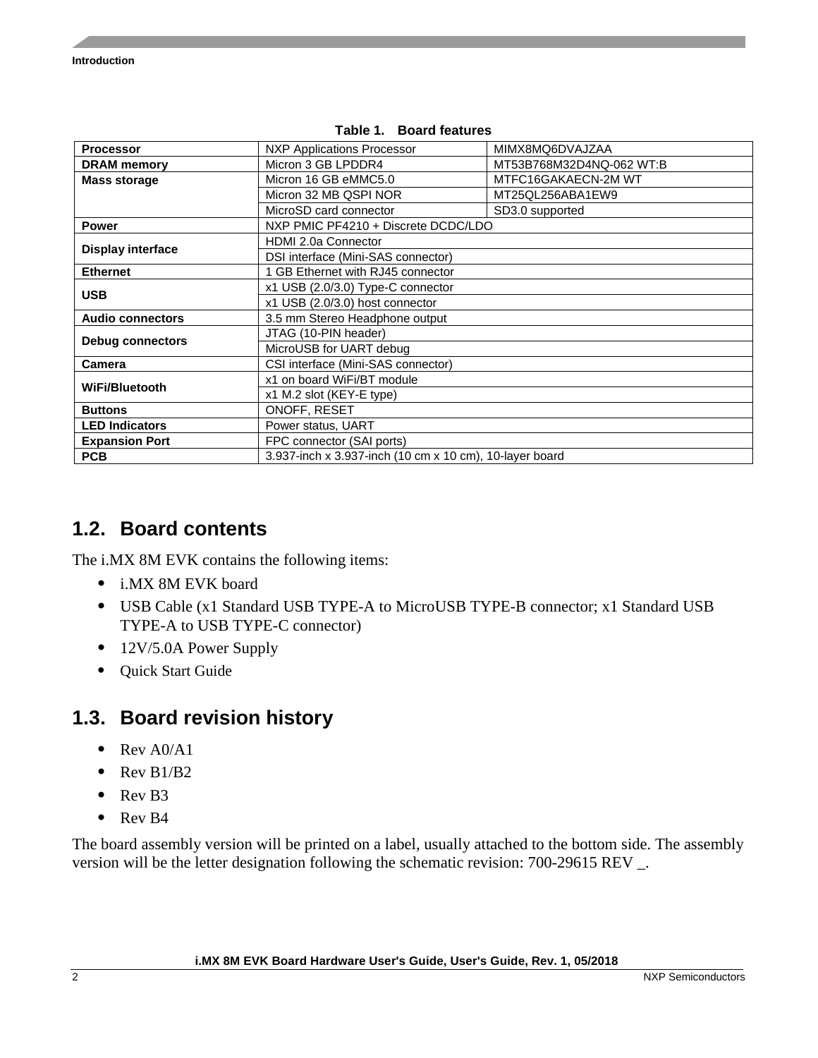Table 1. Board features

| | | |
|---|---|---|
| **Processor** | NXP Applications Processor | MIMX8MQ6DVAJZAA |
| **DRAM memory** | Micron 3 GB LPDDR4 | MT53B768M32D4NQ-062 WT:B |
| **Mass storage** | Micron 16 GB eMMC5.0 | MTFC16GAKAECN-2M WT |
| | Micron 32 MB QSPI NOR | MT25QL256ABA1EW9 |
| | MicroSD card connector | SD3.0 supported |
| **Power** | NXP PMIC PF4210 + Discrete DCDC/LDO | |
| **Display interface** | HDMI 2.0a Connector | |
| | DSI interface (Mini-SAS connector) | |
| **Ethernet** | 1 GB Ethernet with RJ45 connector | |
| **USB** | x1 USB (2.0/3.0) Type-C connector | |
| | x1 USB (2.0/3.0) host connector | |
| **Audio connectors** | 3.5 mm Stereo Headphone output | |
| **Debug connectors** | JTAG (10-PIN header) | |
| | MicroUSB for UART debug | |
| **Camera** | CSI interface (Mini-SAS connector) | |
| **WiFi/Bluetooth** | x1 on board WiFi/BT module | |
| | x1 M.2 slot (KEY-E type) | |
| **Buttons** | ONOFF, RESET | |
| **LED Indicators** | Power status, UART | |
| **Expansion Port** | FPC connector (SAI ports) | |
| **PCB** | 3.937-inch x 3.937-inch (10 cm x 10 cm), 10-layer board | |

## 1.2. Board contents

The i.MX 8M EVK contains the following items:

- i.MX 8M EVK board
- USB Cable (x1 Standard USB TYPE-A to MicroUSB TYPE-B connector; x1 Standard USB TYPE-A to USB TYPE-C connector)
- 12V/5.0A Power Supply
- Quick Start Guide

## 1.3. Board revision history

- Rev A0/A1
- Rev B1/B2
- Rev B3
- Rev B4

The board assembly version will be printed on a label, usually attached to the bottom side. The assembly version will be the letter designation following the schematic revision: 700-29615 REV _.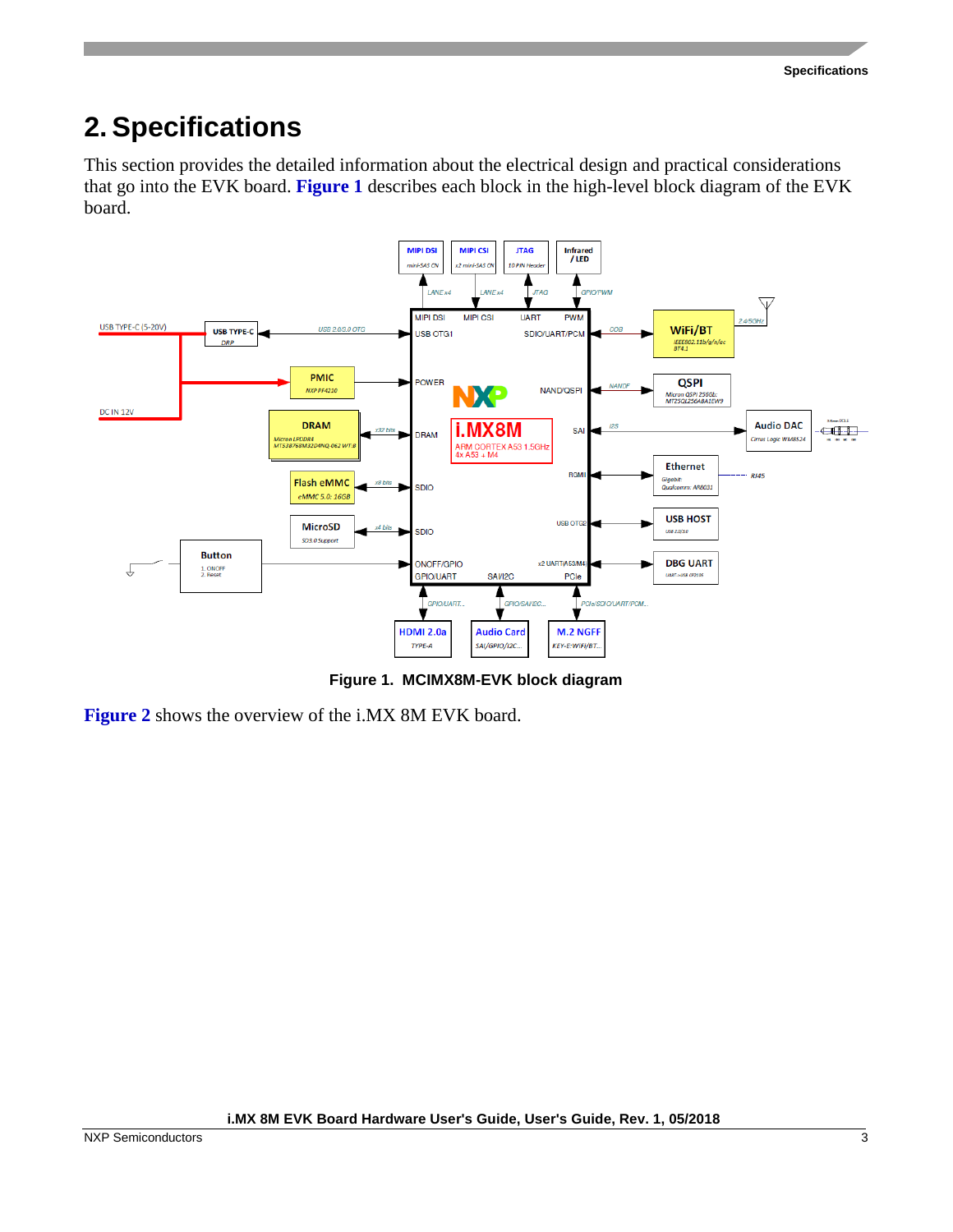## 2. Specifications

This section provides the detailed information about the electrical design and practical considerations that go into the EVK board. **Figure 1** describes each block in the high-level block diagram of the EVK board.

**Figure 1. MCIMX8M-EVK block diagram**

**Figure 2** shows the overview of the i.MX 8M EVK board.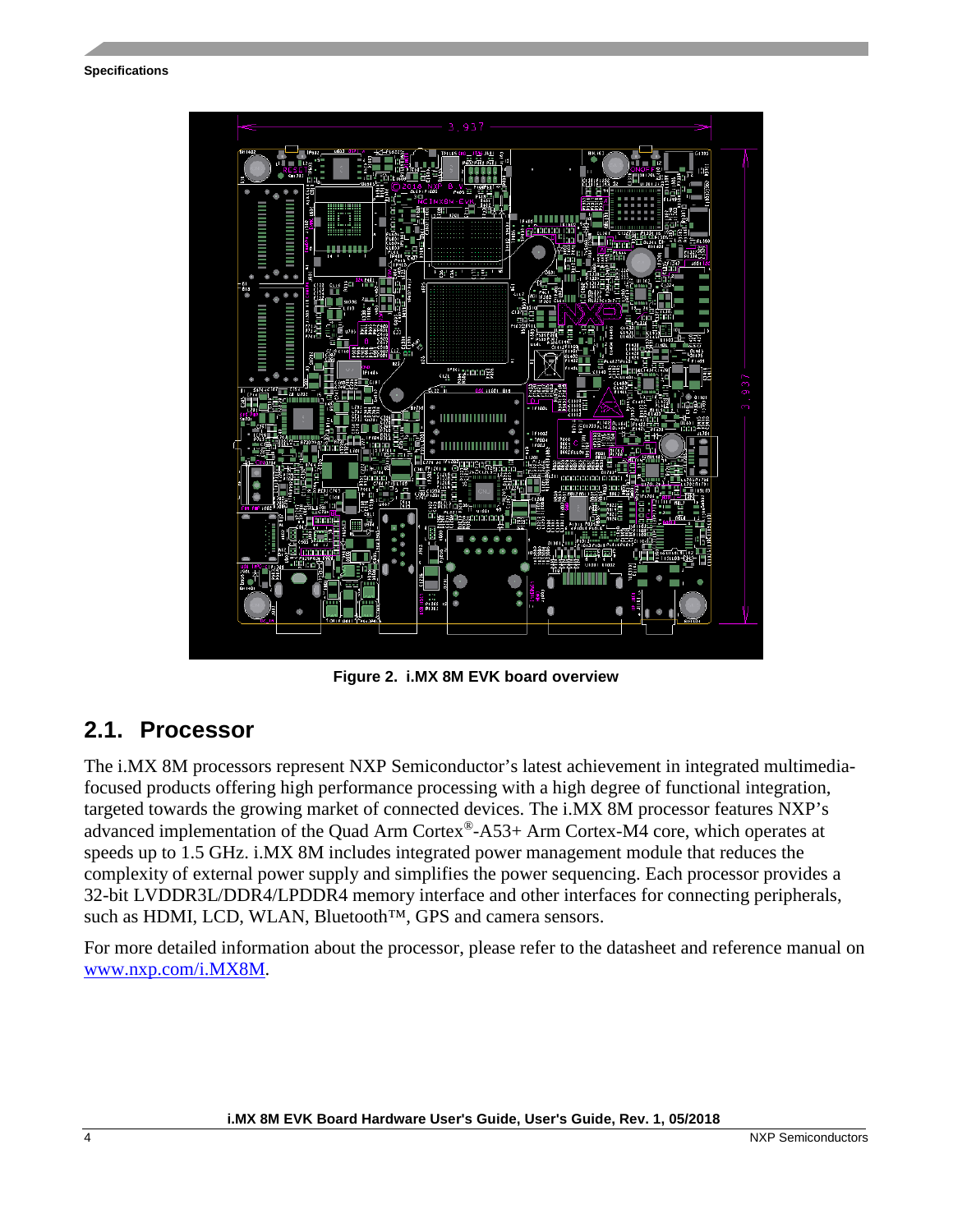Figure 2. i.MX 8M EVK board overview

## 2.1. Processor

The i.MX 8M processors represent NXP Semiconductor's latest achievement in integrated multimedia-focused products offering high performance processing with a high degree of functional integration, targeted towards the growing market of connected devices. The i.MX 8M processor features NXP's advanced implementation of the Quad Arm Cortex®-A53+ Arm Cortex-M4 core, which operates at speeds up to 1.5 GHz. i.MX 8M includes integrated power management module that reduces the complexity of external power supply and simplifies the power sequencing. Each processor provides a 32-bit LVDDR3L/DDR4/LPDDR4 memory interface and other interfaces for connecting peripherals, such as HDMI, LCD, WLAN, Bluetooth™, GPS and camera sensors.

For more detailed information about the processor, please refer to the datasheet and reference manual on www.nxp.com/i.MX8M.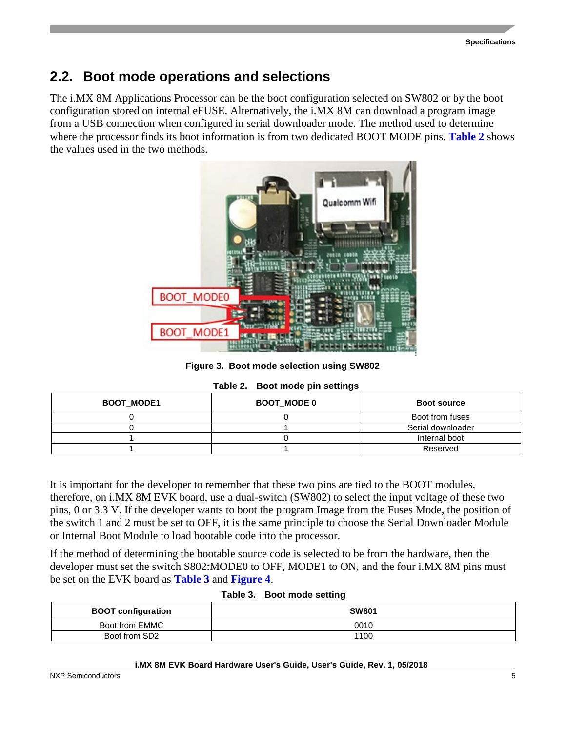## 2.2. Boot mode operations and selections

The i.MX 8M Applications Processor can be the boot configuration selected on SW802 or by the boot configuration stored on internal eFUSE. Alternatively, the i.MX 8M can download a program image from a USB connection when configured in serial downloader mode. The method used to determine where the processor finds its boot information is from two dedicated BOOT MODE pins. **Table 2** shows the values used in the two methods.

**Figure 3. Boot mode selection using SW802**

**Table 2. Boot mode pin settings**

| BOOT_MODE1 | BOOT_MODE 0 | Boot source |
|---|---|---|
| 0 | 0 | Boot from fuses |
| 0 | 1 | Serial downloader |
| 1 | 0 | Internal boot |
| 1 | 1 | Reserved |

It is important for the developer to remember that these two pins are tied to the BOOT modules, therefore, on i.MX 8M EVK board, use a dual-switch (SW802) to select the input voltage of these two pins, 0 or 3.3 V. If the developer wants to boot the program Image from the Fuses Mode, the position of the switch 1 and 2 must be set to OFF, it is the same principle to choose the Serial Downloader Module or Internal Boot Module to load bootable code into the processor.

If the method of determining the bootable source code is selected to be from the hardware, then the developer must set the switch S802:MODE0 to OFF, MODE1 to ON, and the four i.MX 8M pins must be set on the EVK board as **Table 3** and **Figure 4**.

**Table 3. Boot mode setting**

| BOOT configuration | SW801 |
|---|---|
| Boot from EMMC | 0010 |
| Boot from SD2 | 1100 |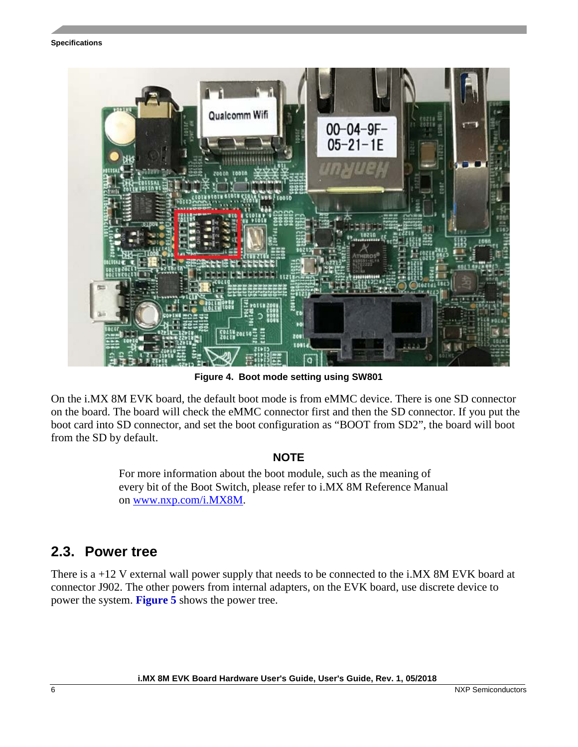Figure 4. Boot mode setting using SW801

On the i.MX 8M EVK board, the default boot mode is from eMMC device. There is one SD connector on the board. The board will check the eMMC connector first and then the SD connector. If you put the boot card into SD connector, and set the boot configuration as “BOOT from SD2”, the board will boot from the SD by default.

**NOTE**

For more information about the boot module, such as the meaning of every bit of the Boot Switch, please refer to i.MX 8M Reference Manual on [www.nxp.com/i.MX8M](www.nxp.com/i.MX8M).

## 2.3. Power tree

There is a +12 V external wall power supply that needs to be connected to the i.MX 8M EVK board at connector J902. The other powers from internal adapters, on the EVK board, use discrete device to power the system. **Figure 5** shows the power tree.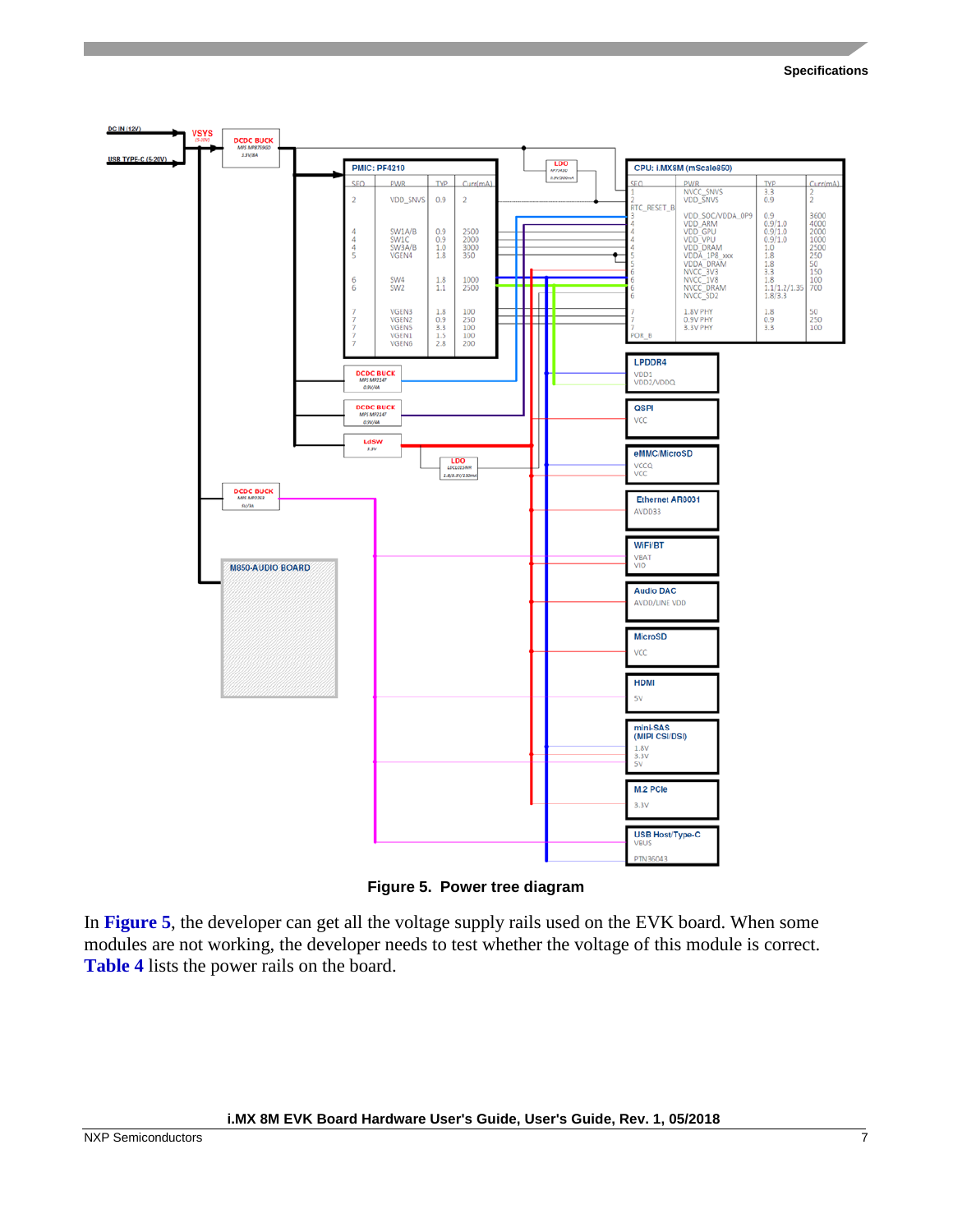Figure 5. Power tree diagram

In **Figure 5**, the developer can get all the voltage supply rails used on the EVK board. When some modules are not working, the developer needs to test whether the voltage of this module is correct. **Table 4** lists the power rails on the board.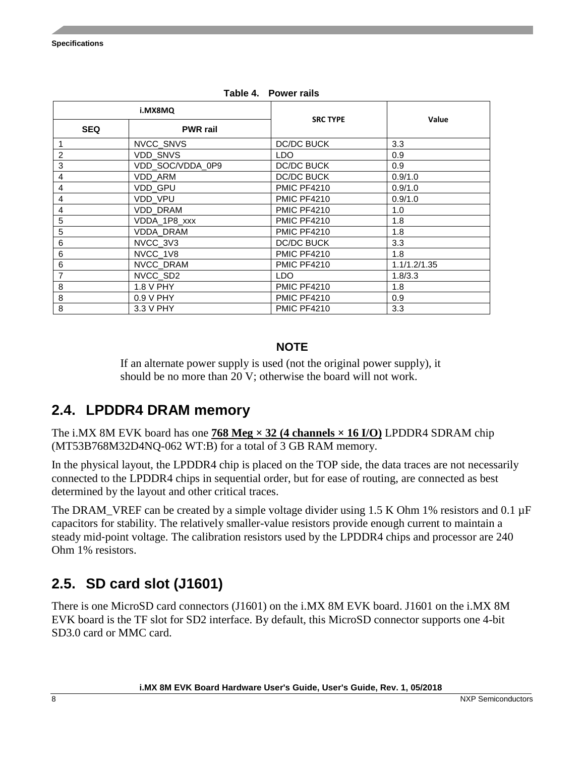**Table 4. Power rails**

| i.MX8MQ | | SRC TYPE | Value |
|---|---|---|---|
| SEQ | PWR rail | | |
| 1 | NVCC_SNVS | DC/DC BUCK | 3.3 |
| 2 | VDD_SNVS | LDO | 0.9 |
| 3 | VDD_SOC/VDDA_0P9 | DC/DC BUCK | 0.9 |
| 4 | VDD_ARM | DC/DC BUCK | 0.9/1.0 |
| 4 | VDD_GPU | PMIC PF4210 | 0.9/1.0 |
| 4 | VDD_VPU | PMIC PF4210 | 0.9/1.0 |
| 4 | VDD_DRAM | PMIC PF4210 | 1.0 |
| 5 | VDDA_1P8_xxx | PMIC PF4210 | 1.8 |
| 5 | VDDA_DRAM | PMIC PF4210 | 1.8 |
| 6 | NVCC_3V3 | DC/DC BUCK | 3.3 |
| 6 | NVCC_1V8 | PMIC PF4210 | 1.8 |
| 6 | NVCC_DRAM | PMIC PF4210 | 1.1/1.2/1.35 |
| 7 | NVCC_SD2 | LDO | 1.8/3.3 |
| 8 | 1.8 V PHY | PMIC PF4210 | 1.8 |
| 8 | 0.9 V PHY | PMIC PF4210 | 0.9 |
| 8 | 3.3 V PHY | PMIC PF4210 | 3.3 |

**NOTE**

If an alternate power supply is used (not the original power supply), it should be no more than 20 V; otherwise the board will not work.

## 2.4. LPDDR4 DRAM memory

The i.MX 8M EVK board has one **768 Meg × 32 (4 channels × 16 I/O)** LPDDR4 SDRAM chip (MT53B768M32D4NQ-062 WT:B) for a total of 3 GB RAM memory.

In the physical layout, the LPDDR4 chip is placed on the TOP side, the data traces are not necessarily connected to the LPDDR4 chips in sequential order, but for ease of routing, are connected as best determined by the layout and other critical traces.

The DRAM_VREF can be created by a simple voltage divider using 1.5 K Ohm 1% resistors and 0.1 µF capacitors for stability. The relatively smaller-value resistors provide enough current to maintain a steady mid-point voltage. The calibration resistors used by the LPDDR4 chips and processor are 240 Ohm 1% resistors.

## 2.5. SD card slot (J1601)

There is one MicroSD card connectors (J1601) on the i.MX 8M EVK board. J1601 on the i.MX 8M EVK board is the TF slot for SD2 interface. By default, this MicroSD connector supports one 4-bit SD3.0 card or MMC card.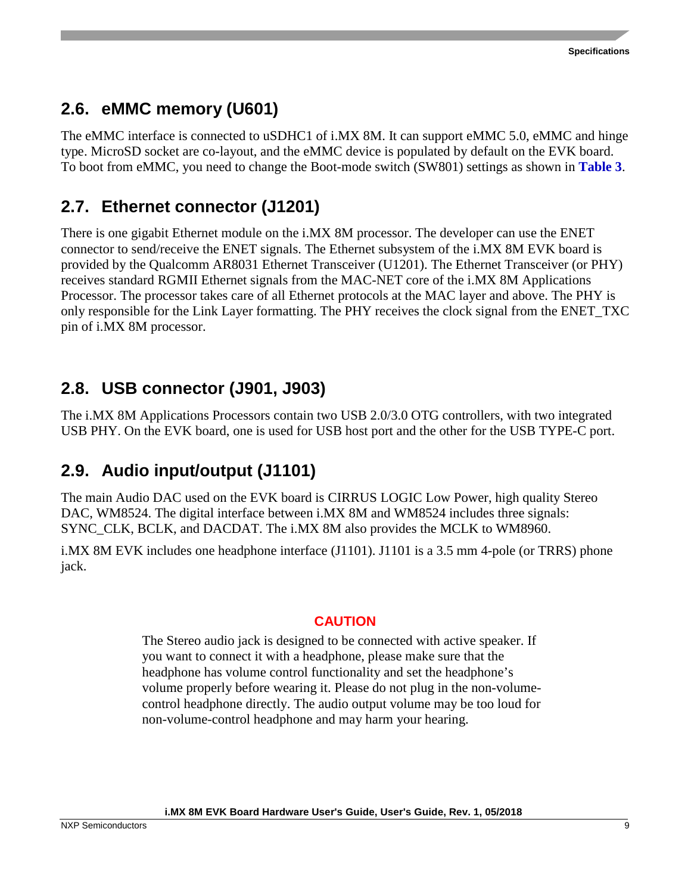## 2.6. eMMC memory (U601)

The eMMC interface is connected to uSDHC1 of i.MX 8M. It can support eMMC 5.0, eMMC and hinge type. MicroSD socket are co-layout, and the eMMC device is populated by default on the EVK board. To boot from eMMC, you need to change the Boot-mode switch (SW801) settings as shown in **Table 3**.

## 2.7. Ethernet connector (J1201)

There is one gigabit Ethernet module on the i.MX 8M processor. The developer can use the ENET connector to send/receive the ENET signals. The Ethernet subsystem of the i.MX 8M EVK board is provided by the Qualcomm AR8031 Ethernet Transceiver (U1201). The Ethernet Transceiver (or PHY) receives standard RGMII Ethernet signals from the MAC-NET core of the i.MX 8M Applications Processor. The processor takes care of all Ethernet protocols at the MAC layer and above. The PHY is only responsible for the Link Layer formatting. The PHY receives the clock signal from the ENET_TXC pin of i.MX 8M processor.

## 2.8. USB connector (J901, J903)

The i.MX 8M Applications Processors contain two USB 2.0/3.0 OTG controllers, with two integrated USB PHY. On the EVK board, one is used for USB host port and the other for the USB TYPE-C port.

## 2.9. Audio input/output (J1101)

The main Audio DAC used on the EVK board is CIRRUS LOGIC Low Power, high quality Stereo DAC, WM8524. The digital interface between i.MX 8M and WM8524 includes three signals: SYNC_CLK, BCLK, and DACDAT. The i.MX 8M also provides the MCLK to WM8960.

i.MX 8M EVK includes one headphone interface (J1101). J1101 is a 3.5 mm 4-pole (or TRRS) phone jack.

**CAUTION**

The Stereo audio jack is designed to be connected with active speaker. If you want to connect it with a headphone, please make sure that the headphone has volume control functionality and set the headphone's volume properly before wearing it. Please do not plug in the non-volume-control headphone directly. The audio output volume may be too loud for non-volume-control headphone and may harm your hearing.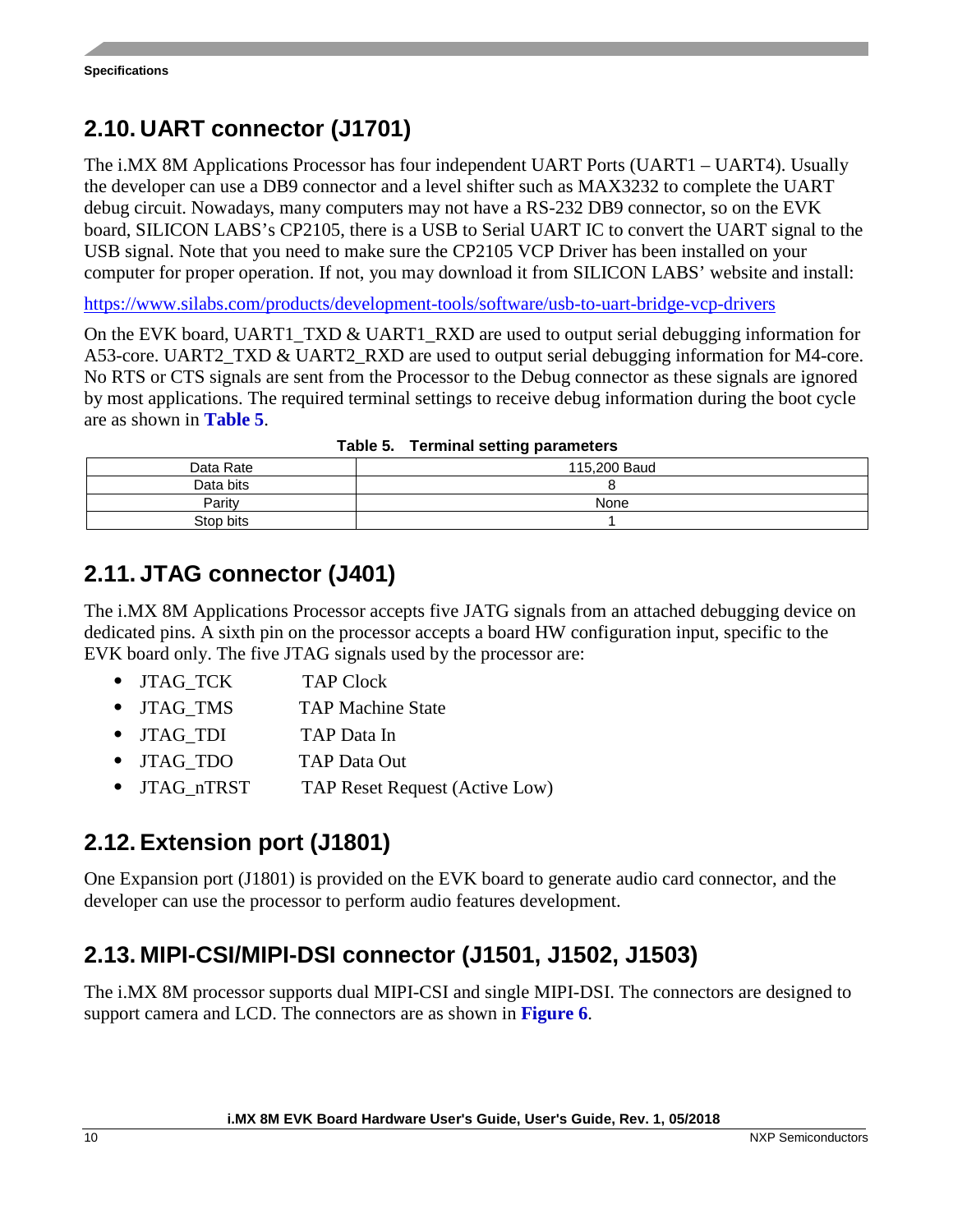## 2.10. UART connector (J1701)

The i.MX 8M Applications Processor has four independent UART Ports (UART1 – UART4). Usually the developer can use a DB9 connector and a level shifter such as MAX3232 to complete the UART debug circuit. Nowadays, many computers may not have a RS-232 DB9 connector, so on the EVK board, SILICON LABS's CP2105, there is a USB to Serial UART IC to convert the UART signal to the USB signal. Note that you need to make sure the CP2105 VCP Driver has been installed on your computer for proper operation. If not, you may download it from SILICON LABS' website and install:

https://www.silabs.com/products/development-tools/software/usb-to-uart-bridge-vcp-drivers

On the EVK board, UART1_TXD & UART1_RXD are used to output serial debugging information for A53-core. UART2_TXD & UART2_RXD are used to output serial debugging information for M4-core. No RTS or CTS signals are sent from the Processor to the Debug connector as these signals are ignored by most applications. The required terminal settings to receive debug information during the boot cycle are as shown in **Table 5**.

**Table 5. Terminal setting parameters**

| Data Rate | 115,200 Baud |
|---|---|
| Data bits | 8 |
| Parity | None |
| Stop bits | 1 |

## 2.11. JTAG connector (J401)

The i.MX 8M Applications Processor accepts five JATG signals from an attached debugging device on dedicated pins. A sixth pin on the processor accepts a board HW configuration input, specific to the EVK board only. The five JTAG signals used by the processor are:

- JTAG_TCK TAP Clock
- JTAG_TMS TAP Machine State
- JTAG_TDI TAP Data In
- JTAG_TDO TAP Data Out
- JTAG_nTRST TAP Reset Request (Active Low)

## 2.12. Extension port (J1801)

One Expansion port (J1801) is provided on the EVK board to generate audio card connector, and the developer can use the processor to perform audio features development.

## 2.13. MIPI-CSI/MIPI-DSI connector (J1501, J1502, J1503)

The i.MX 8M processor supports dual MIPI-CSI and single MIPI-DSI. The connectors are designed to support camera and LCD. The connectors are as shown in **Figure 6**.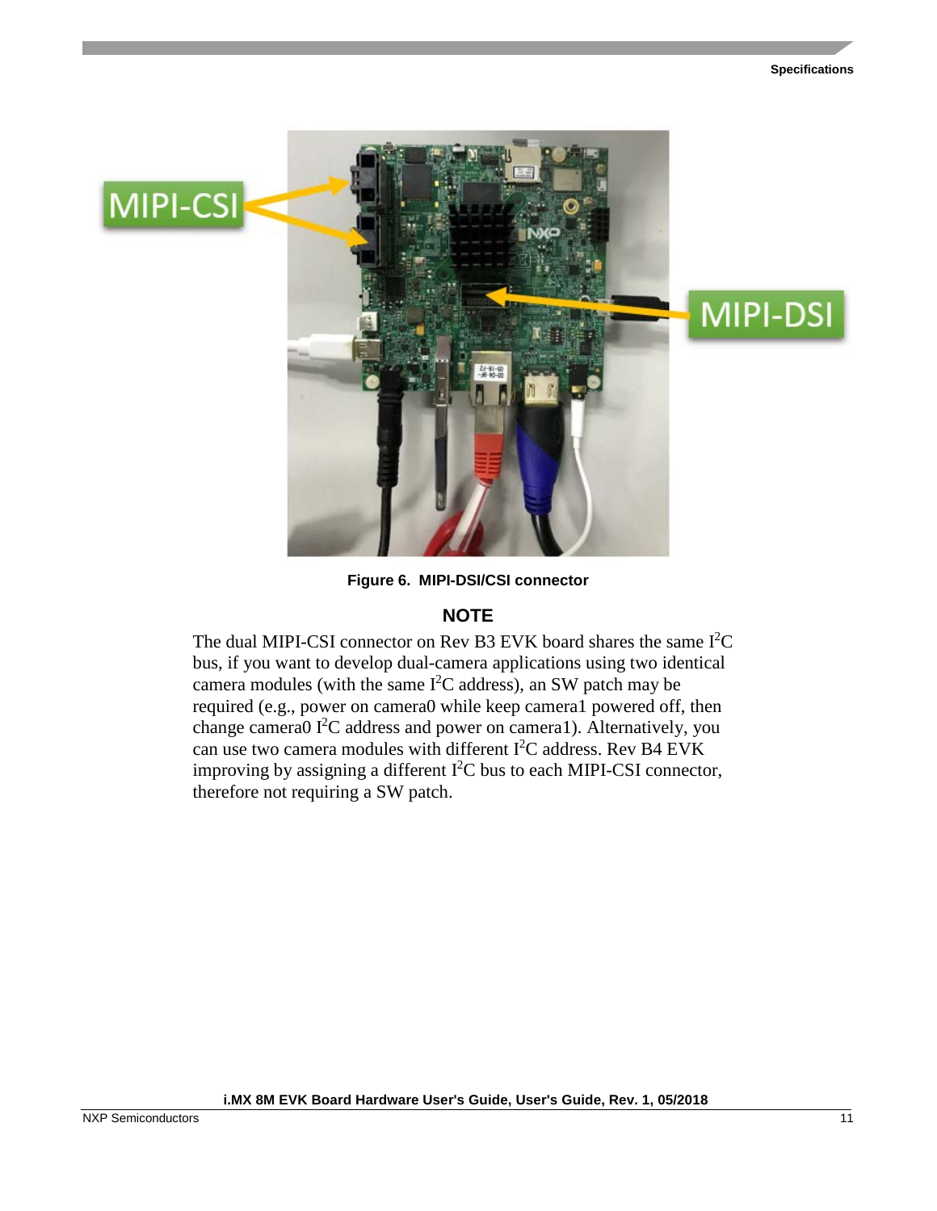Figure 6. MIPI-DSI/CSI connector

### NOTE

The dual MIPI-CSI connector on Rev B3 EVK board shares the same $I^2C$ bus, if you want to develop dual-camera applications using two identical camera modules (with the same $I^2C$ address), an SW patch may be required (e.g., power on camera0 while keep camera1 powered off, then change camera0 $I^2C$ address and power on camera1). Alternatively, you can use two camera modules with different $I^2C$ address. Rev B4 EVK improving by assigning a different $I^2C$ bus to each MIPI-CSI connector, therefore not requiring a SW patch.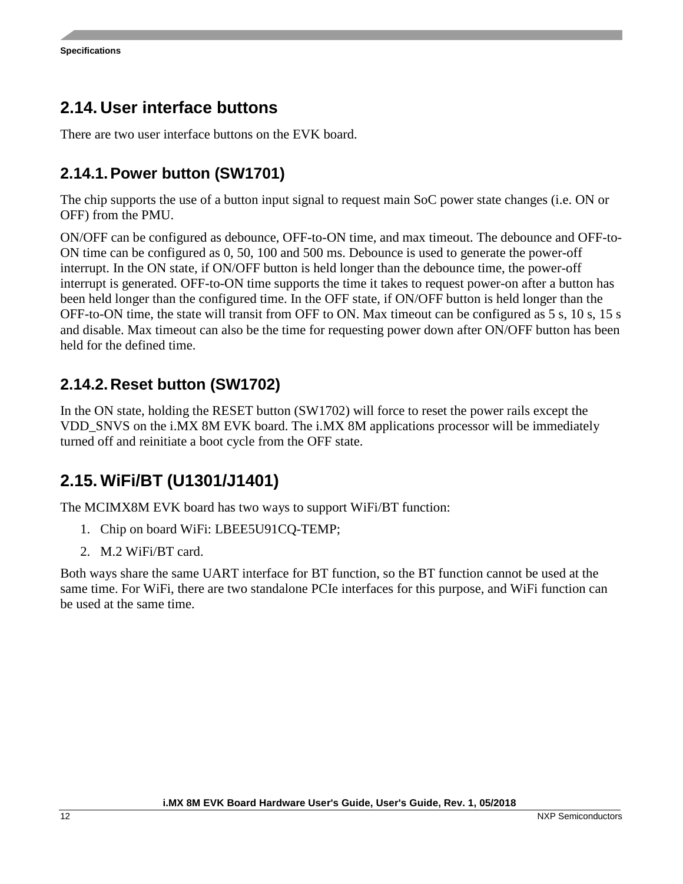## 2.14. User interface buttons

There are two user interface buttons on the EVK board.

### 2.14.1. Power button (SW1701)

The chip supports the use of a button input signal to request main SoC power state changes (i.e. ON or OFF) from the PMU.

ON/OFF can be configured as debounce, OFF-to-ON time, and max timeout. The debounce and OFF-to-ON time can be configured as 0, 50, 100 and 500 ms. Debounce is used to generate the power-off interrupt. In the ON state, if ON/OFF button is held longer than the debounce time, the power-off interrupt is generated. OFF-to-ON time supports the time it takes to request power-on after a button has been held longer than the configured time. In the OFF state, if ON/OFF button is held longer than the OFF-to-ON time, the state will transit from OFF to ON. Max timeout can be configured as 5 s, 10 s, 15 s and disable. Max timeout can also be the time for requesting power down after ON/OFF button has been held for the defined time.

### 2.14.2. Reset button (SW1702)

In the ON state, holding the RESET button (SW1702) will force to reset the power rails except the VDD_SNVS on the i.MX 8M EVK board. The i.MX 8M applications processor will be immediately turned off and reinitiate a boot cycle from the OFF state.

## 2.15. WiFi/BT (U1301/J1401)

The MCIMX8M EVK board has two ways to support WiFi/BT function:

1. Chip on board WiFi: LBEE5U91CQ-TEMP;
2. M.2 WiFi/BT card.

Both ways share the same UART interface for BT function, so the BT function cannot be used at the same time. For WiFi, there are two standalone PCIe interfaces for this purpose, and WiFi function can be used at the same time.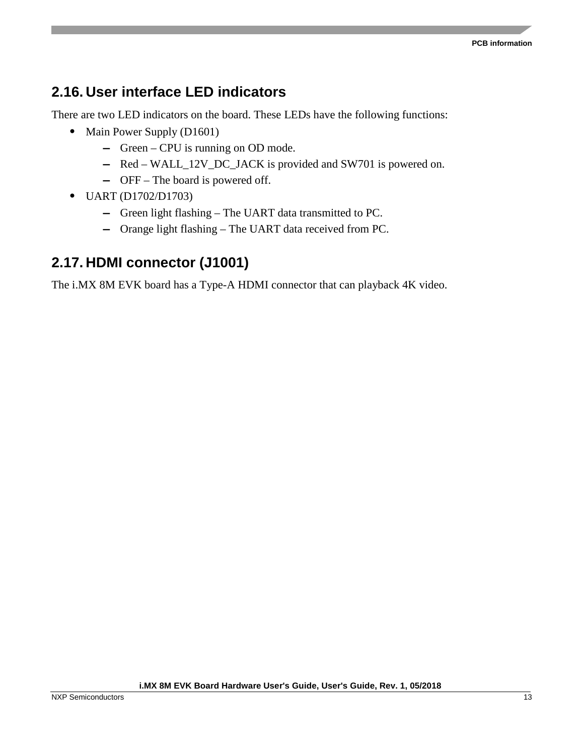## 2.16. User interface LED indicators

There are two LED indicators on the board. These LEDs have the following functions:

- Main Power Supply (D1601)
  - Green – CPU is running on OD mode.
  - Red – WALL_12V_DC_JACK is provided and SW701 is powered on.
  - OFF – The board is powered off.
- UART (D1702/D1703)
  - Green light flashing – The UART data transmitted to PC.
  - Orange light flashing – The UART data received from PC.

## 2.17. HDMI connector (J1001)

The i.MX 8M EVK board has a Type-A HDMI connector that can playback 4K video.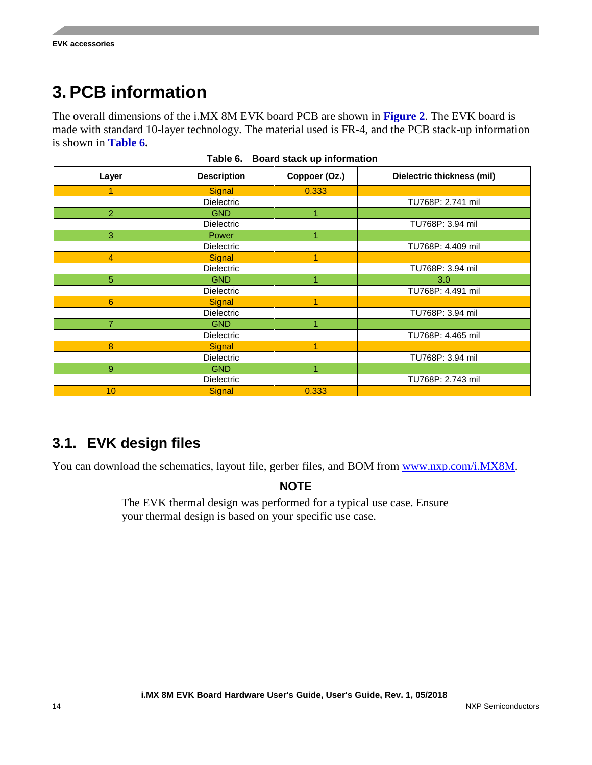# 3. PCB information

The overall dimensions of the i.MX 8M EVK board PCB are shown in **Figure 2**. The EVK board is made with standard 10-layer technology. The material used is FR-4, and the PCB stack-up information is shown in **Table 6.**

**Table 6. Board stack up information**

| Layer | Description | Coppoer (Oz.) | Dielectric thickness (mil) |
|---|---|---|---|
| 1 | Signal | 0.333 | |
| | Dielectric | | TU768P: 2.741 mil |
| 2 | GND | 1 | |
| | Dielectric | | TU768P: 3.94 mil |
| 3 | Power | 1 | |
| | Dielectric | | TU768P: 4.409 mil |
| 4 | Signal | 1 | |
| | Dielectric | | TU768P: 3.94 mil |
| 5 | GND | 1 | 3.0 |
| | Dielectric | | TU768P: 4.491 mil |
| 6 | Signal | 1 | |
| | Dielectric | | TU768P: 3.94 mil |
| 7 | GND | 1 | |
| | Dielectric | | TU768P: 4.465 mil |
| 8 | Signal | 1 | |
| | Dielectric | | TU768P: 3.94 mil |
| 9 | GND | 1 | |
| | Dielectric | | TU768P: 2.743 mil |
| 10 | Signal | 0.333 | |

## 3.1. EVK design files

You can download the schematics, layout file, gerber files, and BOM from www.nxp.com/i.MX8M.

**NOTE**

The EVK thermal design was performed for a typical use case. Ensure your thermal design is based on your specific use case.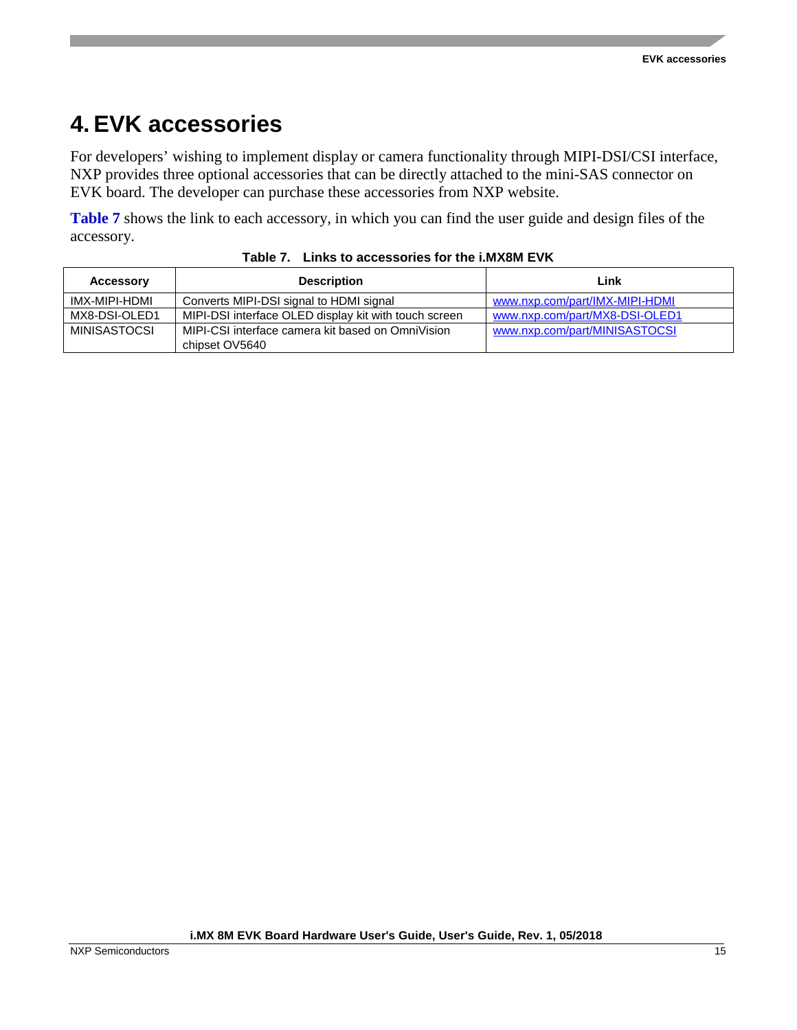# 4. EVK accessories

For developers' wishing to implement display or camera functionality through MIPI-DSI/CSI interface, NXP provides three optional accessories that can be directly attached to the mini-SAS connector on EVK board. The developer can purchase these accessories from NXP website.

**Table 7** shows the link to each accessory, in which you can find the user guide and design files of the accessory.

**Table 7. Links to accessories for the i.MX8M EVK**

| Accessory | Description | Link |
| --- | --- | --- |
| IMX-MIPI-HDMI | Converts MIPI-DSI signal to HDMI signal | www.nxp.com/part/IMX-MIPI-HDMI |
| MX8-DSI-OLED1 | MIPI-DSI interface OLED display kit with touch screen | www.nxp.com/part/MX8-DSI-OLED1 |
| MINISASTOCSI | MIPI-CSI interface camera kit based on OmniVision chipset OV5640 | www.nxp.com/part/MINISASTOCSI |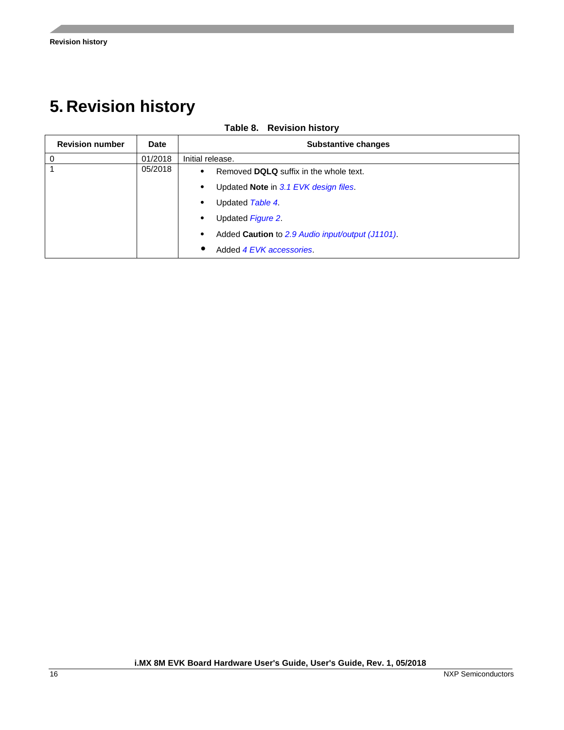# 5. Revision history

**Table 8. Revision history**

| Revision number | Date | Substantive changes |
|---|---|---|
| 0 | 01/2018 | Initial release. |
| 1 | 05/2018 | • Removed **DQLQ** suffix in the whole text.<br>• Updated **Note** in *3.1 EVK design files*.<br>• Updated *Table 4*.<br>• Updated *Figure 2*.<br>• Added **Caution** to *2.9 Audio input/output (J1101)*.<br>• Added *4 EVK accessories*. |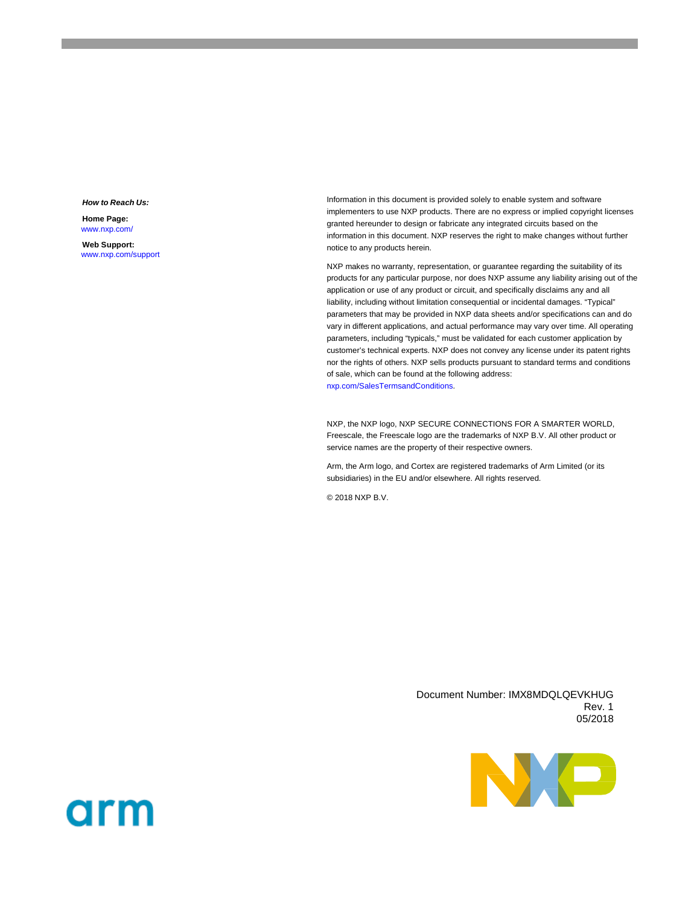***How to Reach Us:***

**Home Page:**
www.nxp.com/

**Web Support:**
www.nxp.com/support

Information in this document is provided solely to enable system and software implementers to use NXP products. There are no express or implied copyright licenses granted hereunder to design or fabricate any integrated circuits based on the information in this document. NXP reserves the right to make changes without further notice to any products herein.

NXP makes no warranty, representation, or guarantee regarding the suitability of its products for any particular purpose, nor does NXP assume any liability arising out of the application or use of any product or circuit, and specifically disclaims any and all liability, including without limitation consequential or incidental damages. “Typical” parameters that may be provided in NXP data sheets and/or specifications can and do vary in different applications, and actual performance may vary over time. All operating parameters, including “typicals,” must be validated for each customer application by customer’s technical experts. NXP does not convey any license under its patent rights nor the rights of others. NXP sells products pursuant to standard terms and conditions of sale, which can be found at the following address: nxp.com/SalesTermsandConditions.

NXP, the NXP logo, NXP SECURE CONNECTIONS FOR A SMARTER WORLD, Freescale, the Freescale logo are the trademarks of NXP B.V. All other product or service names are the property of their respective owners.

Arm, the Arm logo, and Cortex are registered trademarks of Arm Limited (or its subsidiaries) in the EU and/or elsewhere. All rights reserved.

© 2018 NXP B.V.

Document Number: IMX8MDQLQEVKHUG
Rev. 1
05/2018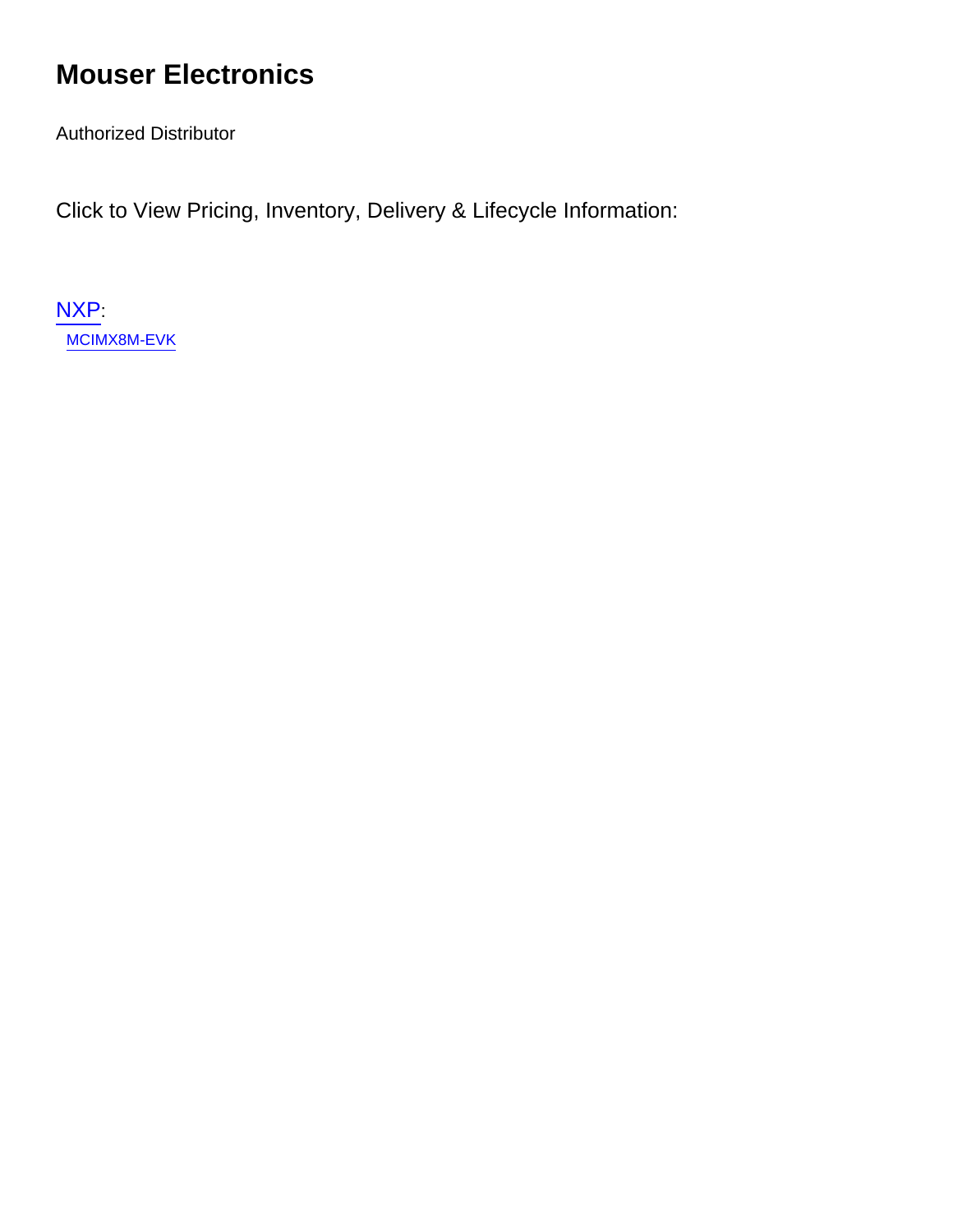# Mouser Electronics

Authorized Distributor

Click to View Pricing, Inventory, Delivery & Lifecycle Information:

NXP:

MCIMX8M-EVK